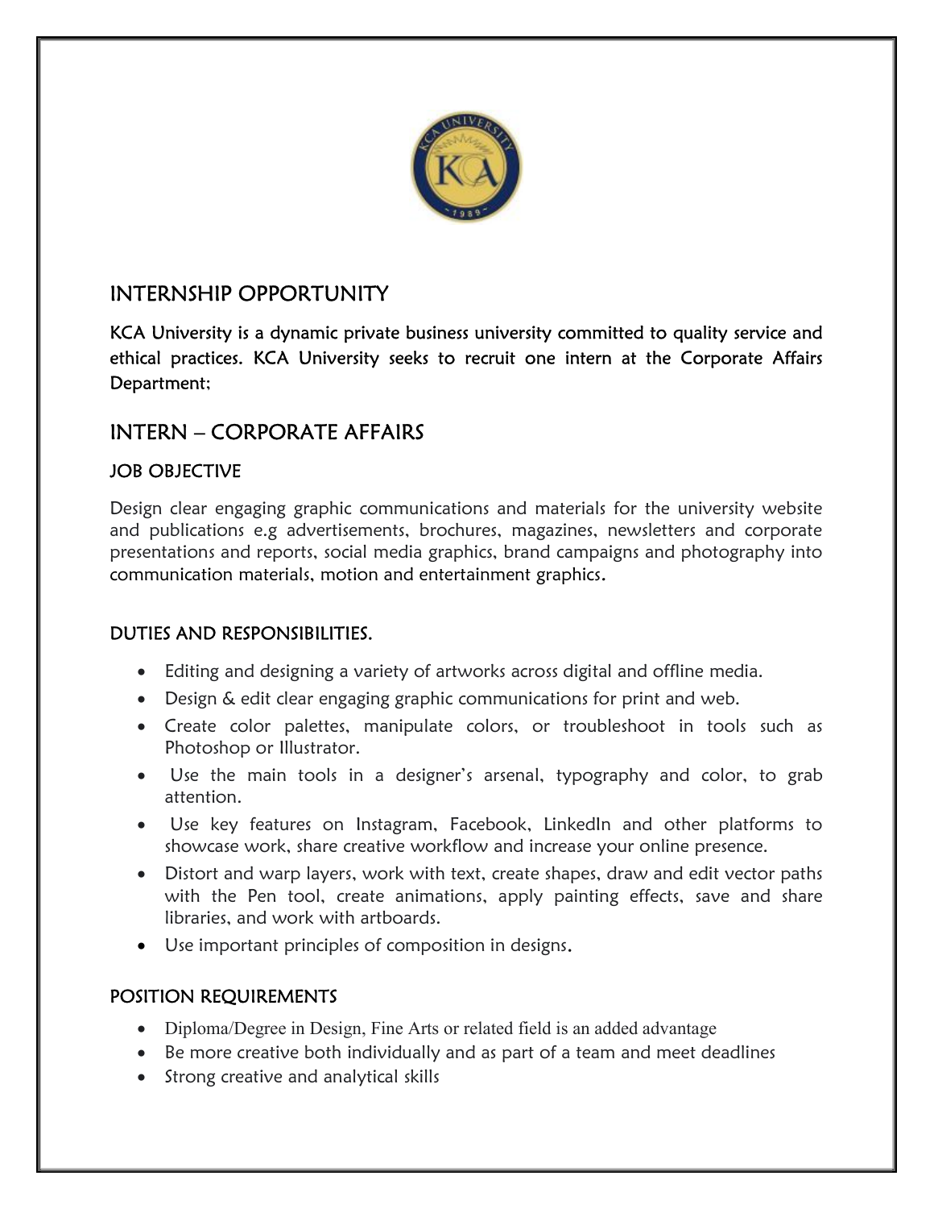# INTERNSHIP OPPORTUNITY

KCA University is a dynamic private business university committed to quality service and ethical practices. KCA University seeks to recruit one intern at the Corporate Affairs Department;

## INTERN – CORPORATE AFFAIRS

### JOB OBJECTIVE

Design clear engaging graphic communications and materials for the university website and publications e.g advertisements, brochures, magazines, newsletters and corporate presentations and reports, social media graphics, brand campaigns and photography into communication materials, motion and entertainment graphics.

### DUTIES AND RESPONSIBILITIES.

- Editing and designing a variety of artworks across digital and offline media.
- Design & edit clear engaging graphic communications for print and web.
- Create color palettes, manipulate colors, or troubleshoot in tools such as Photoshop or Illustrator.
- Use the main tools in a designer's arsenal, typography and color, to grab attention.
- Use key features on Instagram, Facebook, LinkedIn and other platforms to showcase work, share creative workflow and increase your online presence.
- Distort and warp layers, work with text, create shapes, draw and edit vector paths with the Pen tool, create animations, apply painting effects, save and share libraries, and work with artboards.
- Use important principles of composition in designs.

### POSITION REQUIREMENTS

- Diploma/Degree in Design, Fine Arts or related field is an added advantage
- Be more creative both individually and as part of a team and meet deadlines
- Strong creative and analytical skills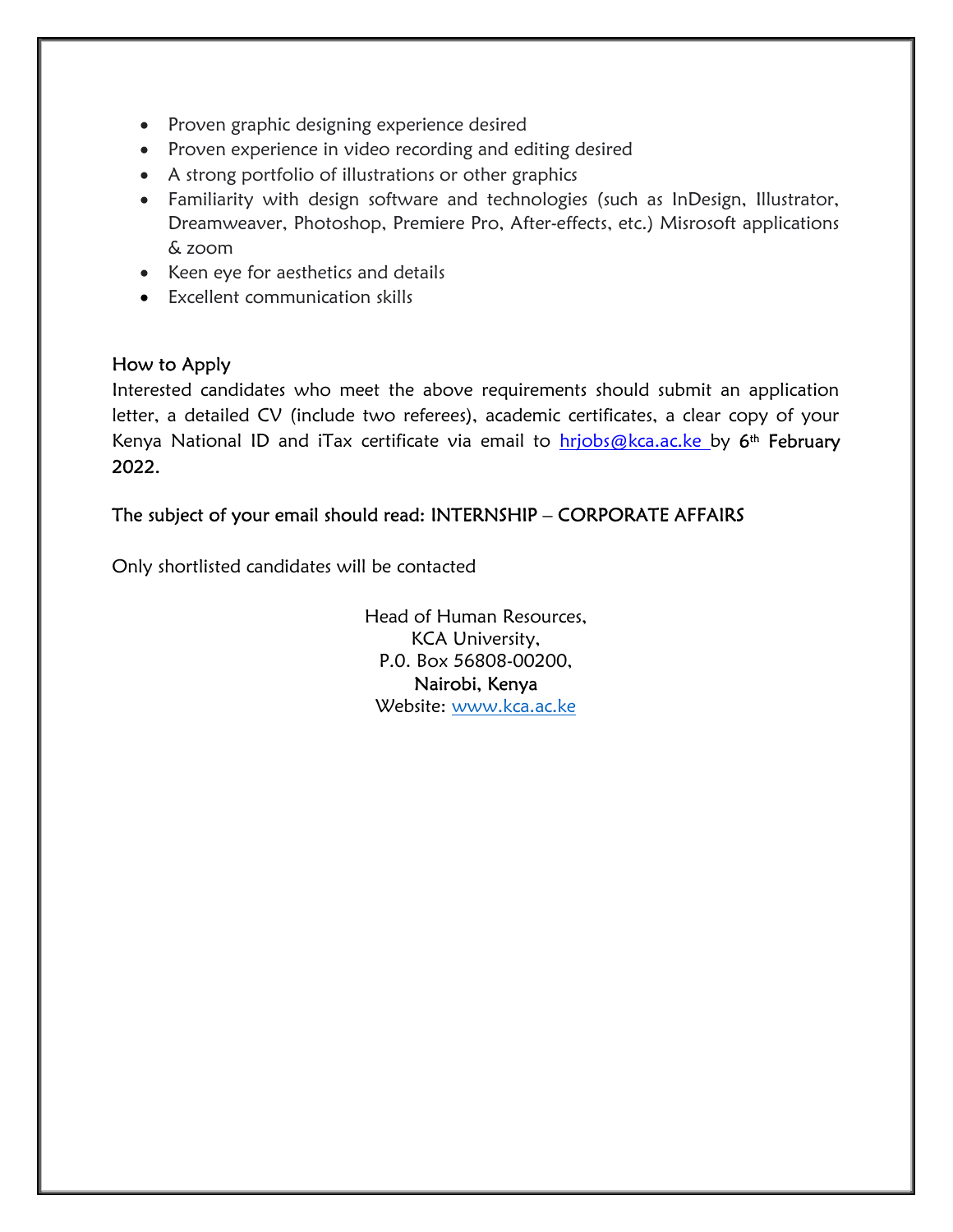- Proven graphic designing experience desired
- Proven experience in video recording and editing desired
- A strong portfolio of illustrations or other graphics
- Familiarity with design software and technologies (such as InDesign, Illustrator, Dreamweaver, Photoshop, Premiere Pro, After-effects, etc.) Misrosoft applications & zoom
- Keen eye for aesthetics and details
- Excellent communication skills

How to Apply

Interested candidates who meet the above requirements should submit an application letter, a detailed CV (include two referees), academic certificates, a clear copy of your Kenya National ID and iTax certificate via email to hrjobs@kca.ac.ke by 6th February 2022.

The subject of your email should read: INTERNSHIP – CORPORATE AFFAIRS

Only shortlisted candidates will be contacted

Head of Human Resources,
KCA University,
P.O. Box 56808-00200,
Nairobi, Kenya
Website: www.kca.ac.ke